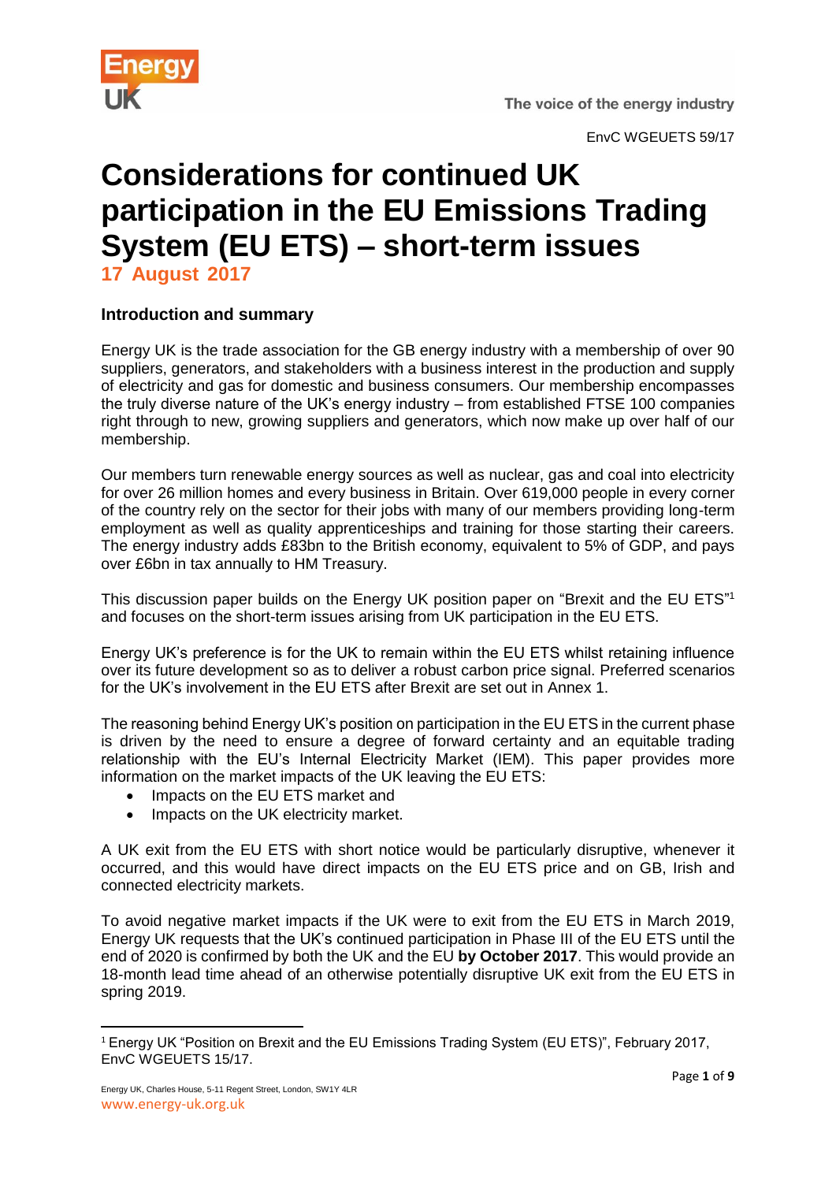EnvC WGEUETS 59/17

# Considerations for continued UK participation in the EU Emissions Trading System (EU ETS) – short-term issues

**17 August 2017**

## Introduction and summary

Energy UK is the trade association for the GB energy industry with a membership of over 90 suppliers, generators, and stakeholders with a business interest in the production and supply of electricity and gas for domestic and business consumers. Our membership encompasses the truly diverse nature of the UK's energy industry – from established FTSE 100 companies right through to new, growing suppliers and generators, which now make up over half of our membership.

Our members turn renewable energy sources as well as nuclear, gas and coal into electricity for over 26 million homes and every business in Britain. Over 619,000 people in every corner of the country rely on the sector for their jobs with many of our members providing long-term employment as well as quality apprenticeships and training for those starting their careers. The energy industry adds £83bn to the British economy, equivalent to 5% of GDP, and pays over £6bn in tax annually to HM Treasury.

This discussion paper builds on the Energy UK position paper on "Brexit and the EU ETS"[1] and focuses on the short-term issues arising from UK participation in the EU ETS.

Energy UK's preference is for the UK to remain within the EU ETS whilst retaining influence over its future development so as to deliver a robust carbon price signal. Preferred scenarios for the UK's involvement in the EU ETS after Brexit are set out in Annex 1.

The reasoning behind Energy UK's position on participation in the EU ETS in the current phase is driven by the need to ensure a degree of forward certainty and an equitable trading relationship with the EU's Internal Electricity Market (IEM). This paper provides more information on the market impacts of the UK leaving the EU ETS:

- Impacts on the EU ETS market and
- Impacts on the UK electricity market.

A UK exit from the EU ETS with short notice would be particularly disruptive, whenever it occurred, and this would have direct impacts on the EU ETS price and on GB, Irish and connected electricity markets.

To avoid negative market impacts if the UK were to exit from the EU ETS in March 2019, Energy UK requests that the UK's continued participation in Phase III of the EU ETS until the end of 2020 is confirmed by both the UK and the EU **by October 2017**. This would provide an 18-month lead time ahead of an otherwise potentially disruptive UK exit from the EU ETS in spring 2019.

[1] Energy UK "Position on Brexit and the EU Emissions Trading System (EU ETS)", February 2017, EnvC WGEUETS 15/17.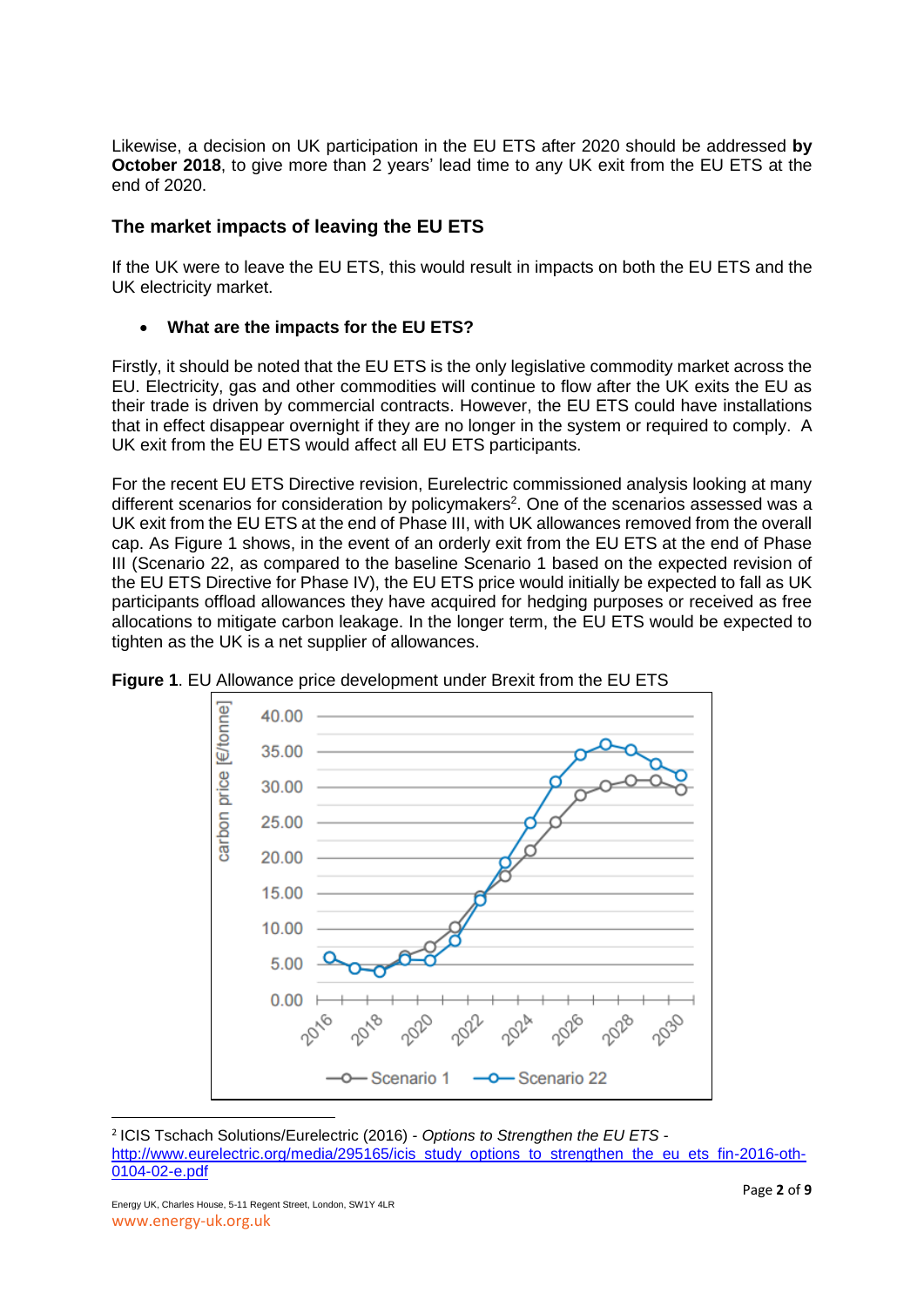Likewise, a decision on UK participation in the EU ETS after 2020 should be addressed **by October 2018**, to give more than 2 years' lead time to any UK exit from the EU ETS at the end of 2020.

## The market impacts of leaving the EU ETS

If the UK were to leave the EU ETS, this would result in impacts on both the EU ETS and the UK electricity market.

- **What are the impacts for the EU ETS?**

Firstly, it should be noted that the EU ETS is the only legislative commodity market across the EU. Electricity, gas and other commodities will continue to flow after the UK exits the EU as their trade is driven by commercial contracts. However, the EU ETS could have installations that in effect disappear overnight if they are no longer in the system or required to comply. A UK exit from the EU ETS would affect all EU ETS participants.

For the recent EU ETS Directive revision, Eurelectric commissioned analysis looking at many different scenarios for consideration by policymakers[2]. One of the scenarios assessed was a UK exit from the EU ETS at the end of Phase III, with UK allowances removed from the overall cap. As Figure 1 shows, in the event of an orderly exit from the EU ETS at the end of Phase III (Scenario 22, as compared to the baseline Scenario 1 based on the expected revision of the EU ETS Directive for Phase IV), the EU ETS price would initially be expected to fall as UK participants offload allowances they have acquired for hedging purposes or received as free allocations to mitigate carbon leakage. In the longer term, the EU ETS would be expected to tighten as the UK is a net supplier of allowances.

**Figure 1**. EU Allowance price development under Brexit from the EU ETS

[2] ICIS Tschach Solutions/Eurelectric (2016) - *Options to Strengthen the EU ETS* - http://www.eurelectric.org/media/295165/icis_study_options_to_strengthen_the_eu_ets_fin-2016-oth-0104-02-e.pdf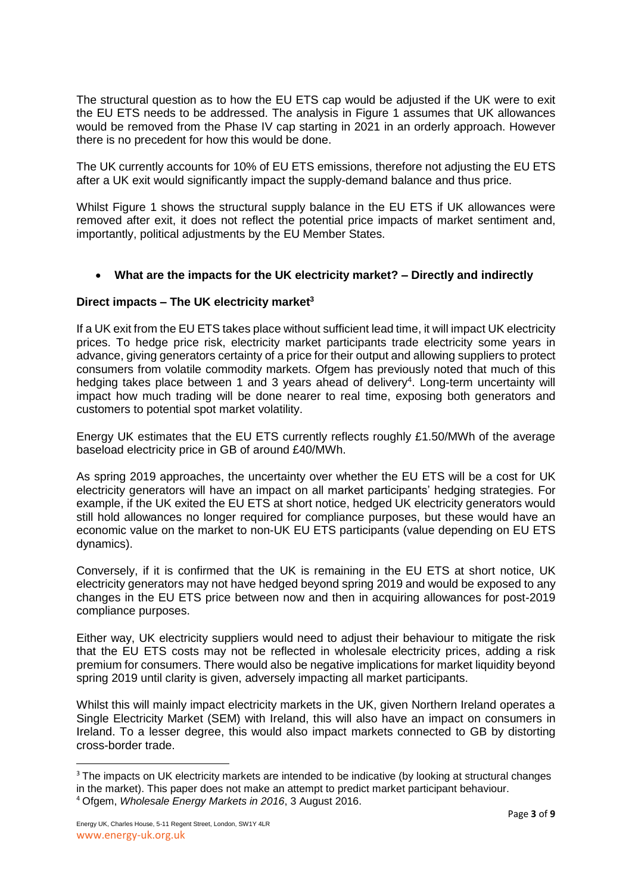The structural question as to how the EU ETS cap would be adjusted if the UK were to exit the EU ETS needs to be addressed. The analysis in Figure 1 assumes that UK allowances would be removed from the Phase IV cap starting in 2021 in an orderly approach. However there is no precedent for how this would be done.

The UK currently accounts for 10% of EU ETS emissions, therefore not adjusting the EU ETS after a UK exit would significantly impact the supply-demand balance and thus price.

Whilst Figure 1 shows the structural supply balance in the EU ETS if UK allowances were removed after exit, it does not reflect the potential price impacts of market sentiment and, importantly, political adjustments by the EU Member States.

- **What are the impacts for the UK electricity market? – Directly and indirectly**

**Direct impacts – The UK electricity market[3]**

If a UK exit from the EU ETS takes place without sufficient lead time, it will impact UK electricity prices. To hedge price risk, electricity market participants trade electricity some years in advance, giving generators certainty of a price for their output and allowing suppliers to protect consumers from volatile commodity markets. Ofgem has previously noted that much of this hedging takes place between 1 and 3 years ahead of delivery[4]. Long-term uncertainty will impact how much trading will be done nearer to real time, exposing both generators and customers to potential spot market volatility.

Energy UK estimates that the EU ETS currently reflects roughly £1.50/MWh of the average baseload electricity price in GB of around £40/MWh.

As spring 2019 approaches, the uncertainty over whether the EU ETS will be a cost for UK electricity generators will have an impact on all market participants' hedging strategies. For example, if the UK exited the EU ETS at short notice, hedged UK electricity generators would still hold allowances no longer required for compliance purposes, but these would have an economic value on the market to non-UK EU ETS participants (value depending on EU ETS dynamics).

Conversely, if it is confirmed that the UK is remaining in the EU ETS at short notice, UK electricity generators may not have hedged beyond spring 2019 and would be exposed to any changes in the EU ETS price between now and then in acquiring allowances for post-2019 compliance purposes.

Either way, UK electricity suppliers would need to adjust their behaviour to mitigate the risk that the EU ETS costs may not be reflected in wholesale electricity prices, adding a risk premium for consumers. There would also be negative implications for market liquidity beyond spring 2019 until clarity is given, adversely impacting all market participants.

Whilst this will mainly impact electricity markets in the UK, given Northern Ireland operates a Single Electricity Market (SEM) with Ireland, this will also have an impact on consumers in Ireland. To a lesser degree, this would also impact markets connected to GB by distorting cross-border trade.

---

[3] The impacts on UK electricity markets are intended to be indicative (by looking at structural changes in the market). This paper does not make an attempt to predict market participant behaviour.

[4] Ofgem, *Wholesale Energy Markets in 2016*, 3 August 2016.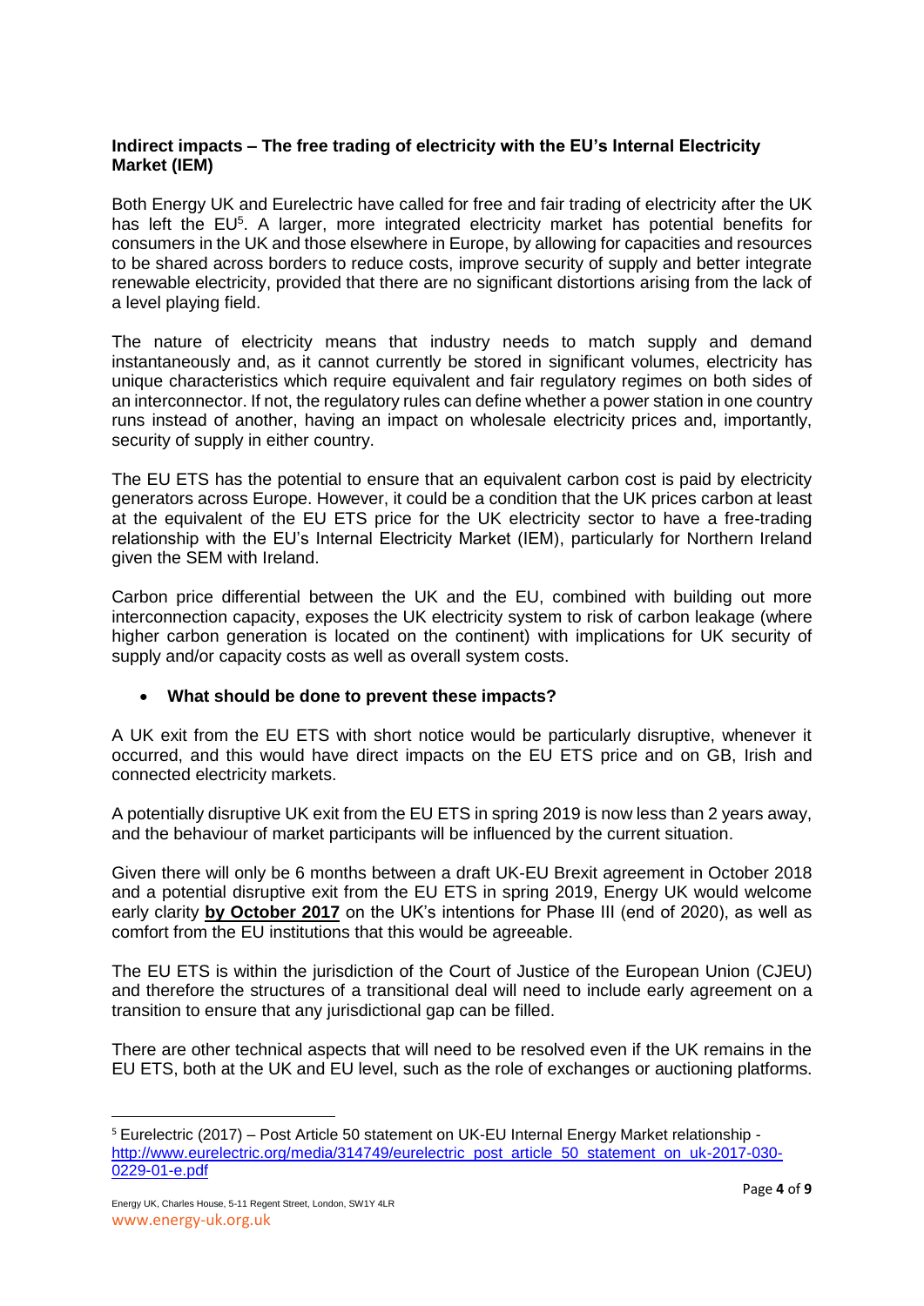**Indirect impacts – The free trading of electricity with the EU's Internal Electricity Market (IEM)**

Both Energy UK and Eurelectric have called for free and fair trading of electricity after the UK has left the EU[5]. A larger, more integrated electricity market has potential benefits for consumers in the UK and those elsewhere in Europe, by allowing for capacities and resources to be shared across borders to reduce costs, improve security of supply and better integrate renewable electricity, provided that there are no significant distortions arising from the lack of a level playing field.

The nature of electricity means that industry needs to match supply and demand instantaneously and, as it cannot currently be stored in significant volumes, electricity has unique characteristics which require equivalent and fair regulatory regimes on both sides of an interconnector. If not, the regulatory rules can define whether a power station in one country runs instead of another, having an impact on wholesale electricity prices and, importantly, security of supply in either country.

The EU ETS has the potential to ensure that an equivalent carbon cost is paid by electricity generators across Europe. However, it could be a condition that the UK prices carbon at least at the equivalent of the EU ETS price for the UK electricity sector to have a free-trading relationship with the EU's Internal Electricity Market (IEM), particularly for Northern Ireland given the SEM with Ireland.

Carbon price differential between the UK and the EU, combined with building out more interconnection capacity, exposes the UK electricity system to risk of carbon leakage (where higher carbon generation is located on the continent) with implications for UK security of supply and/or capacity costs as well as overall system costs.

- **What should be done to prevent these impacts?**

A UK exit from the EU ETS with short notice would be particularly disruptive, whenever it occurred, and this would have direct impacts on the EU ETS price and on GB, Irish and connected electricity markets.

A potentially disruptive UK exit from the EU ETS in spring 2019 is now less than 2 years away, and the behaviour of market participants will be influenced by the current situation.

Given there will only be 6 months between a draft UK-EU Brexit agreement in October 2018 and a potential disruptive exit from the EU ETS in spring 2019, Energy UK would welcome early clarity **by October 2017** on the UK's intentions for Phase III (end of 2020), as well as comfort from the EU institutions that this would be agreeable.

The EU ETS is within the jurisdiction of the Court of Justice of the European Union (CJEU) and therefore the structures of a transitional deal will need to include early agreement on a transition to ensure that any jurisdictional gap can be filled.

There are other technical aspects that will need to be resolved even if the UK remains in the EU ETS, both at the UK and EU level, such as the role of exchanges or auctioning platforms.

---

[5] Eurelectric (2017) – Post Article 50 statement on UK-EU Internal Energy Market relationship - http://www.eurelectric.org/media/314749/eurelectric_post_article_50_statement_on_uk-2017-030-0229-01-e.pdf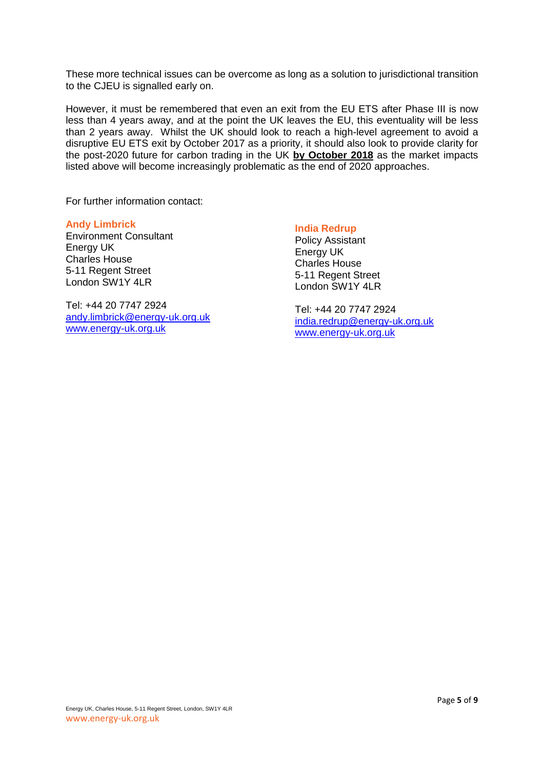These more technical issues can be overcome as long as a solution to jurisdictional transition to the CJEU is signalled early on.

However, it must be remembered that even an exit from the EU ETS after Phase III is now less than 4 years away, and at the point the UK leaves the EU, this eventuality will be less than 2 years away. Whilst the UK should look to reach a high-level agreement to avoid a disruptive EU ETS exit by October 2017 as a priority, it should also look to provide clarity for the post-2020 future for carbon trading in the UK **by October 2018** as the market impacts listed above will become increasingly problematic as the end of 2020 approaches.

For further information contact:

**Andy Limbrick**
Environment Consultant
Energy UK
Charles House
5-11 Regent Street
London SW1Y 4LR

Tel: +44 20 7747 2924
andy.limbrick@energy-uk.org.uk
www.energy-uk.org.uk

**India Redrup**
Policy Assistant
Energy UK
Charles House
5-11 Regent Street
London SW1Y 4LR

Tel: +44 20 7747 2924
india.redrup@energy-uk.org.uk
www.energy-uk.org.uk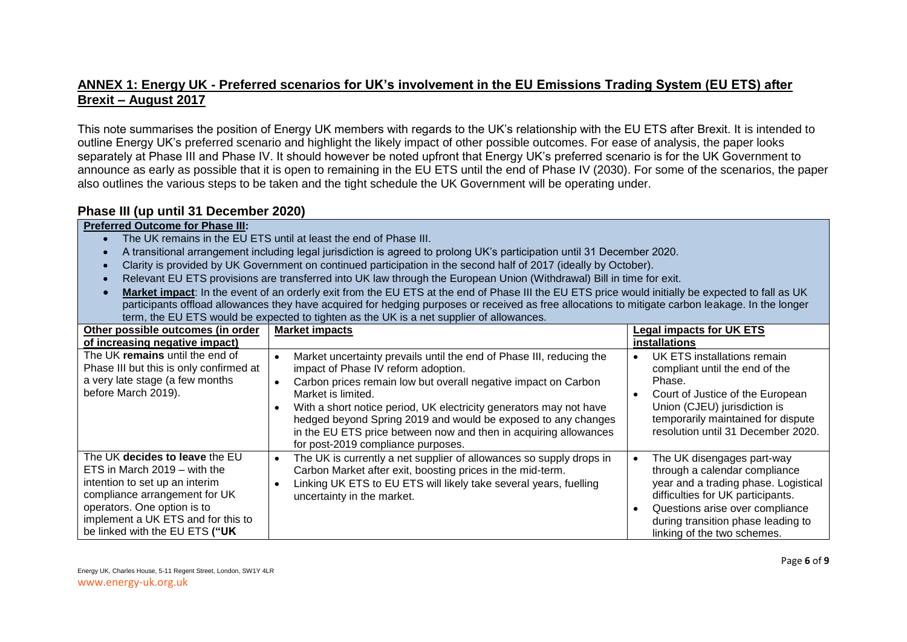## ANNEX 1: Energy UK - Preferred scenarios for UK's involvement in the EU Emissions Trading System (EU ETS) after Brexit – August 2017

This note summarises the position of Energy UK members with regards to the UK's relationship with the EU ETS after Brexit. It is intended to outline Energy UK's preferred scenario and highlight the likely impact of other possible outcomes. For ease of analysis, the paper looks separately at Phase III and Phase IV. It should however be noted upfront that Energy UK's preferred scenario is for the UK Government to announce as early as possible that it is open to remaining in the EU ETS until the end of Phase IV (2030). For some of the scenarios, the paper also outlines the various steps to be taken and the tight schedule the UK Government will be operating under.

### Phase III (up until 31 December 2020)

**Preferred Outcome for Phase III:**

- The UK remains in the EU ETS until at least the end of Phase III.
- A transitional arrangement including legal jurisdiction is agreed to prolong UK's participation until 31 December 2020.
- Clarity is provided by UK Government on continued participation in the second half of 2017 (ideally by October).
- Relevant EU ETS provisions are transferred into UK law through the European Union (Withdrawal) Bill in time for exit.
- **Market impact**: In the event of an orderly exit from the EU ETS at the end of Phase III the EU ETS price would initially be expected to fall as UK participants offload allowances they have acquired for hedging purposes or received as free allocations to mitigate carbon leakage. In the longer term, the EU ETS would be expected to tighten as the UK is a net supplier of allowances.

| Other possible outcomes (in order of increasing negative impact) | Market impacts | Legal impacts for UK ETS installations |
|---|---|---|
| The UK **remains** until the end of Phase III but this is only confirmed at a very late stage (a few months before March 2019). | • Market uncertainty prevails until the end of Phase III, reducing the impact of Phase IV reform adoption.<br>• Carbon prices remain low but overall negative impact on Carbon Market is limited.<br>• With a short notice period, UK electricity generators may not have hedged beyond Spring 2019 and would be exposed to any changes in the EU ETS price between now and then in acquiring allowances for post-2019 compliance purposes. | • UK ETS installations remain compliant until the end of the Phase.<br>• Court of Justice of the European Union (CJEU) jurisdiction is temporarily maintained for dispute resolution until 31 December 2020. |
| The UK **decides to leave** the EU ETS in March 2019 – with the intention to set up an interim compliance arrangement for UK operators. One option is to implement a UK ETS and for this to be linked with the EU ETS (**"UK** | • The UK is currently a net supplier of allowances so supply drops in Carbon Market after exit, boosting prices in the mid-term.<br>• Linking UK ETS to EU ETS will likely take several years, fuelling uncertainty in the market. | • The UK disengages part-way through a calendar compliance year and a trading phase. Logistical difficulties for UK participants.<br>• Questions arise over compliance during transition phase leading to linking of the two schemes. |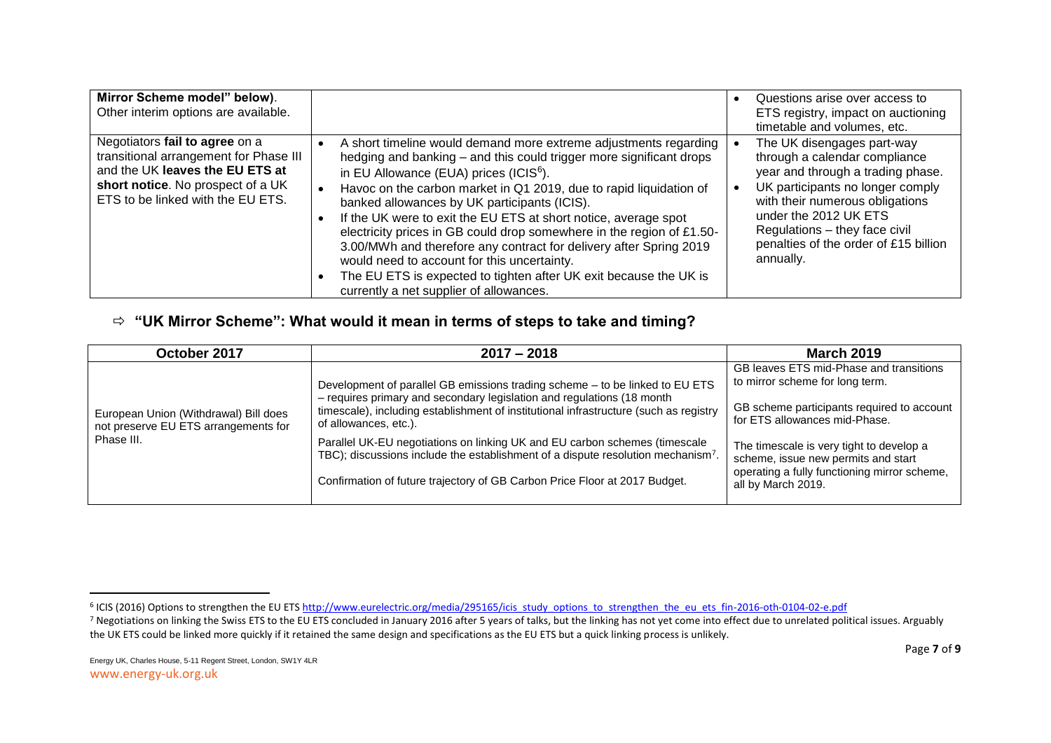| | | |
|---|---|---|
| **Mirror Scheme model" below)**. Other interim options are available. | | • Questions arise over access to ETS registry, impact on auctioning timetable and volumes, etc. |
| Negotiators **fail to agree** on a transitional arrangement for Phase III and the UK **leaves the EU ETS at short notice**. No prospect of a UK ETS to be linked with the EU ETS. | • A short timeline would demand more extreme adjustments regarding hedging and banking – and this could trigger more significant drops in EU Allowance (EUA) prices (ICIS[6]).<br>• Havoc on the carbon market in Q1 2019, due to rapid liquidation of banked allowances by UK participants (ICIS).<br>• If the UK were to exit the EU ETS at short notice, average spot electricity prices in GB could drop somewhere in the region of £1.50-3.00/MWh and therefore any contract for delivery after Spring 2019 would need to account for this uncertainty.<br>• The EU ETS is expected to tighten after UK exit because the UK is currently a net supplier of allowances. | • The UK disengages part-way through a calendar compliance year and through a trading phase.<br>• UK participants no longer comply with their numerous obligations under the 2012 UK ETS Regulations – they face civil penalties of the order of £15 billion annually. |

## ⇨ "UK Mirror Scheme": What would it mean in terms of steps to take and timing?

| October 2017 | 2017 – 2018 | March 2019 |
|---|---|---|
| European Union (Withdrawal) Bill does not preserve EU ETS arrangements for Phase III. | Development of parallel GB emissions trading scheme – to be linked to EU ETS – requires primary and secondary legislation and regulations (18 month timescale), including establishment of institutional infrastructure (such as registry of allowances, etc.).<br><br>Parallel UK-EU negotiations on linking UK and EU carbon schemes (timescale TBC); discussions include the establishment of a dispute resolution mechanism[7].<br><br>Confirmation of future trajectory of GB Carbon Price Floor at 2017 Budget. | GB leaves ETS mid-Phase and transitions to mirror scheme for long term.<br><br>GB scheme participants required to account for ETS allowances mid-Phase.<br><br>The timescale is very tight to develop a scheme, issue new permits and start operating a fully functioning mirror scheme, all by March 2019. |

---

[6] ICIS (2016) Options to strengthen the EU ETS http://www.eurelectric.org/media/295165/icis_study_options_to_strengthen_the_eu_ets_fin-2016-oth-0104-02-e.pdf

[7] Negotiations on linking the Swiss ETS to the EU ETS concluded in January 2016 after 5 years of talks, but the linking has not yet come into effect due to unrelated political issues. Arguably the UK ETS could be linked more quickly if it retained the same design and specifications as the EU ETS but a quick linking process is unlikely.

Energy UK, Charles House, 5-11 Regent Street, London, SW1Y 4LR
www.energy-uk.org.uk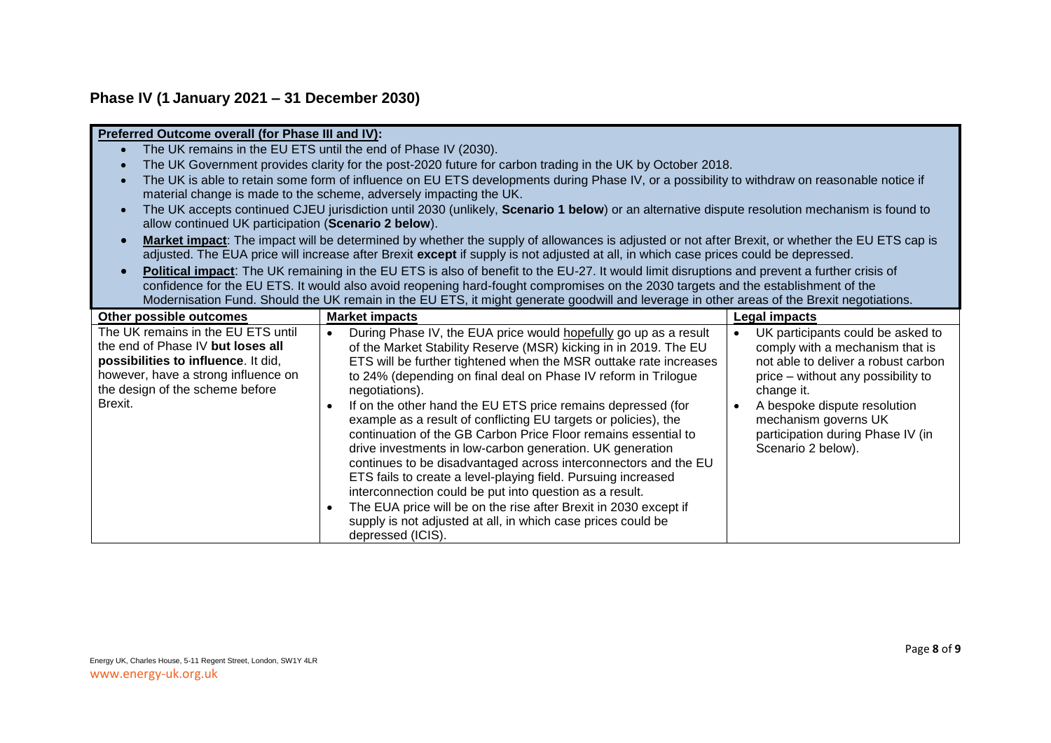## Phase IV (1 January 2021 – 31 December 2030)

**Preferred Outcome overall (for Phase III and IV):**

- The UK remains in the EU ETS until the end of Phase IV (2030).
- The UK Government provides clarity for the post-2020 future for carbon trading in the UK by October 2018.
- The UK is able to retain some form of influence on EU ETS developments during Phase IV, or a possibility to withdraw on reasonable notice if material change is made to the scheme, adversely impacting the UK.
- The UK accepts continued CJEU jurisdiction until 2030 (unlikely, **Scenario 1 below**) or an alternative dispute resolution mechanism is found to allow continued UK participation (**Scenario 2 below**).
- **Market impact**: The impact will be determined by whether the supply of allowances is adjusted or not after Brexit, or whether the EU ETS cap is adjusted. The EUA price will increase after Brexit **except** if supply is not adjusted at all, in which case prices could be depressed.
- **Political impact**: The UK remaining in the EU ETS is also of benefit to the EU-27. It would limit disruptions and prevent a further crisis of confidence for the EU ETS. It would also avoid reopening hard-fought compromises on the 2030 targets and the establishment of the Modernisation Fund. Should the UK remain in the EU ETS, it might generate goodwill and leverage in other areas of the Brexit negotiations.

| Other possible outcomes | Market impacts | Legal impacts |
|---|---|---|
| The UK remains in the EU ETS until the end of Phase IV **but loses all possibilities to influence**. It did, however, have a strong influence on the design of the scheme before Brexit. | • During Phase IV, the EUA price would hopefully go up as a result of the Market Stability Reserve (MSR) kicking in in 2019. The EU ETS will be further tightened when the MSR outtake rate increases to 24% (depending on final deal on Phase IV reform in Trilogue negotiations).<br>• If on the other hand the EU ETS price remains depressed (for example as a result of conflicting EU targets or policies), the continuation of the GB Carbon Price Floor remains essential to drive investments in low-carbon generation. UK generation continues to be disadvantaged across interconnectors and the EU ETS fails to create a level-playing field. Pursuing increased interconnection could be put into question as a result.<br>• The EUA price will be on the rise after Brexit in 2030 except if supply is not adjusted at all, in which case prices could be depressed (ICIS). | • UK participants could be asked to comply with a mechanism that is not able to deliver a robust carbon price – without any possibility to change it.<br>• A bespoke dispute resolution mechanism governs UK participation during Phase IV (in Scenario 2 below). |

Energy UK, Charles House, 5-11 Regent Street, London, SW1Y 4LR
www.energy-uk.org.uk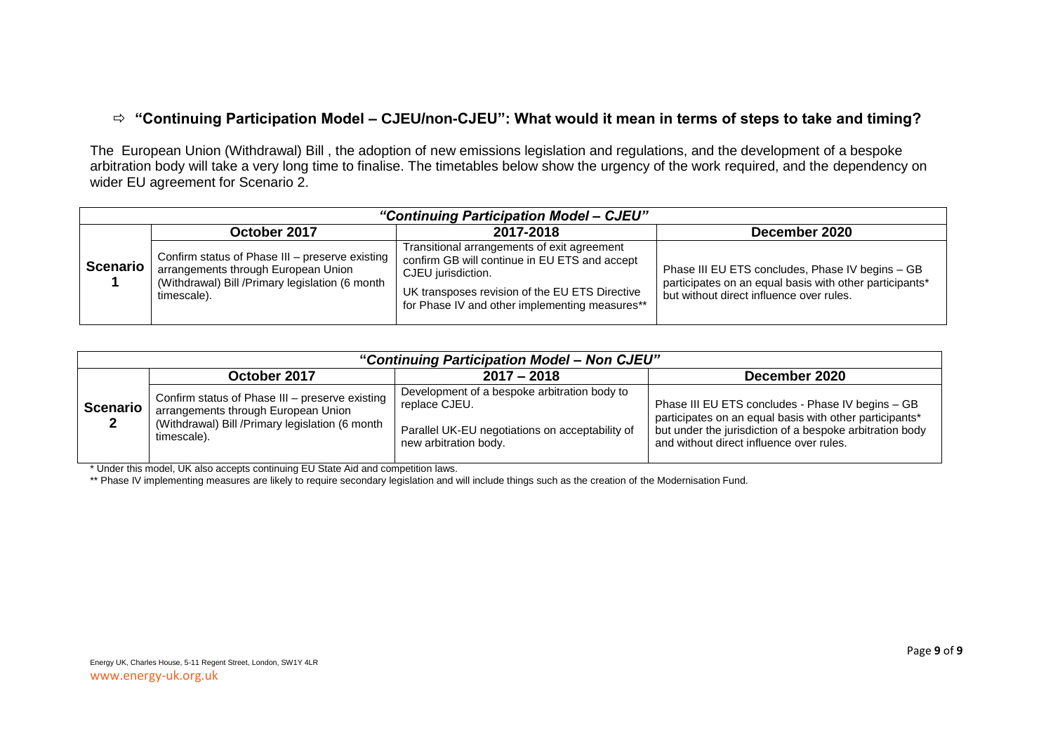## ⇨ "Continuing Participation Model – CJEU/non-CJEU": What would it mean in terms of steps to take and timing?

The European Union (Withdrawal) Bill , the adoption of new emissions legislation and regulations, and the development of a bespoke arbitration body will take a very long time to finalise. The timetables below show the urgency of the work required, and the dependency on wider EU agreement for Scenario 2.

| *"Continuing Participation Model – CJEU"* | | | |
|---|---|---|---|
| | **October 2017** | **2017-2018** | **December 2020** |
| **Scenario 1** | Confirm status of Phase III – preserve existing arrangements through European Union (Withdrawal) Bill /Primary legislation (6 month timescale). | Transitional arrangements of exit agreement confirm GB will continue in EU ETS and accept CJEU jurisdiction.<br><br>UK transposes revision of the EU ETS Directive for Phase IV and other implementing measures** | Phase III EU ETS concludes, Phase IV begins – GB participates on an equal basis with other participants* but without direct influence over rules. |

| *"Continuing Participation Model – Non CJEU"* | | | |
|---|---|---|---|
| | **October 2017** | **2017 – 2018** | **December 2020** |
| **Scenario 2** | Confirm status of Phase III – preserve existing arrangements through European Union (Withdrawal) Bill /Primary legislation (6 month timescale). | Development of a bespoke arbitration body to replace CJEU.<br><br>Parallel UK-EU negotiations on acceptability of new arbitration body. | Phase III EU ETS concludes - Phase IV begins – GB participates on an equal basis with other participants* but under the jurisdiction of a bespoke arbitration body and without direct influence over rules. |

* Under this model, UK also accepts continuing EU State Aid and competition laws.

** Phase IV implementing measures are likely to require secondary legislation and will include things such as the creation of the Modernisation Fund.

Energy UK, Charles House, 5-11 Regent Street, London, SW1Y 4LR
www.energy-uk.org.uk